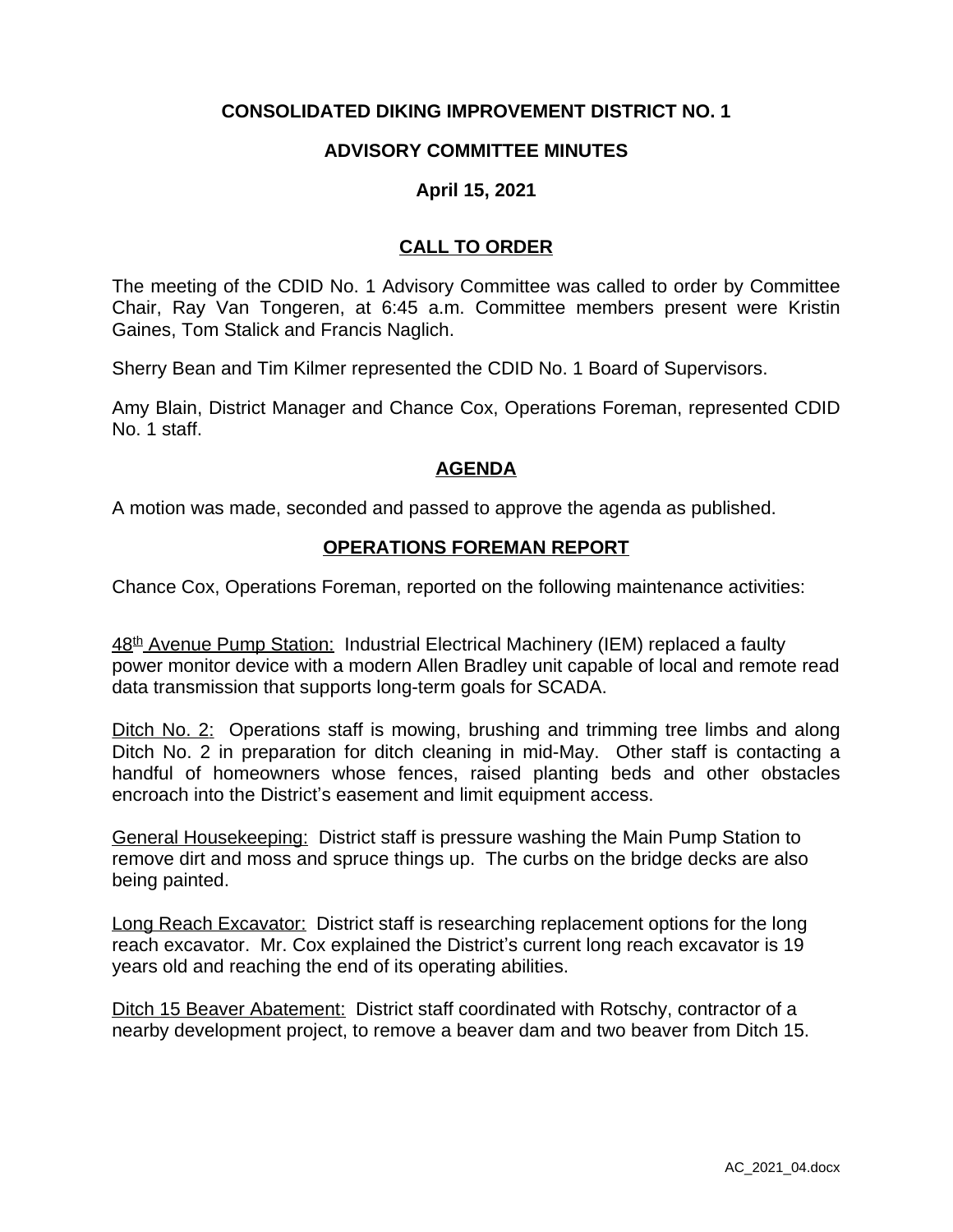# CONSOLIDATED DIKING IMPROVEMENT DISTRICT NO. 1

## ADVISORY COMMITTEE MINUTES

### April 15, 2021

## CALL TO ORDER

The meeting of the CDID No. 1 Advisory Committee was called to order by Committee Chair, Ray Van Tongeren, at 6:45 a.m. Committee members present were Kristin Gaines, Tom Stalick and Francis Naglich.

Sherry Bean and Tim Kilmer represented the CDID No. 1 Board of Supervisors.

Amy Blain, District Manager and Chance Cox, Operations Foreman, represented CDID No. 1 staff.

## AGENDA

A motion was made, seconded and passed to approve the agenda as published.

## OPERATIONS FOREMAN REPORT

Chance Cox, Operations Foreman, reported on the following maintenance activities:

48th Avenue Pump Station: Industrial Electrical Machinery (IEM) replaced a faulty power monitor device with a modern Allen Bradley unit capable of local and remote read data transmission that supports long-term goals for SCADA.

Ditch No. 2: Operations staff is mowing, brushing and trimming tree limbs and along Ditch No. 2 in preparation for ditch cleaning in mid-May. Other staff is contacting a handful of homeowners whose fences, raised planting beds and other obstacles encroach into the District's easement and limit equipment access.

General Housekeeping: District staff is pressure washing the Main Pump Station to remove dirt and moss and spruce things up. The curbs on the bridge decks are also being painted.

Long Reach Excavator: District staff is researching replacement options for the long reach excavator. Mr. Cox explained the District's current long reach excavator is 19 years old and reaching the end of its operating abilities.

Ditch 15 Beaver Abatement: District staff coordinated with Rotschy, contractor of a nearby development project, to remove a beaver dam and two beaver from Ditch 15.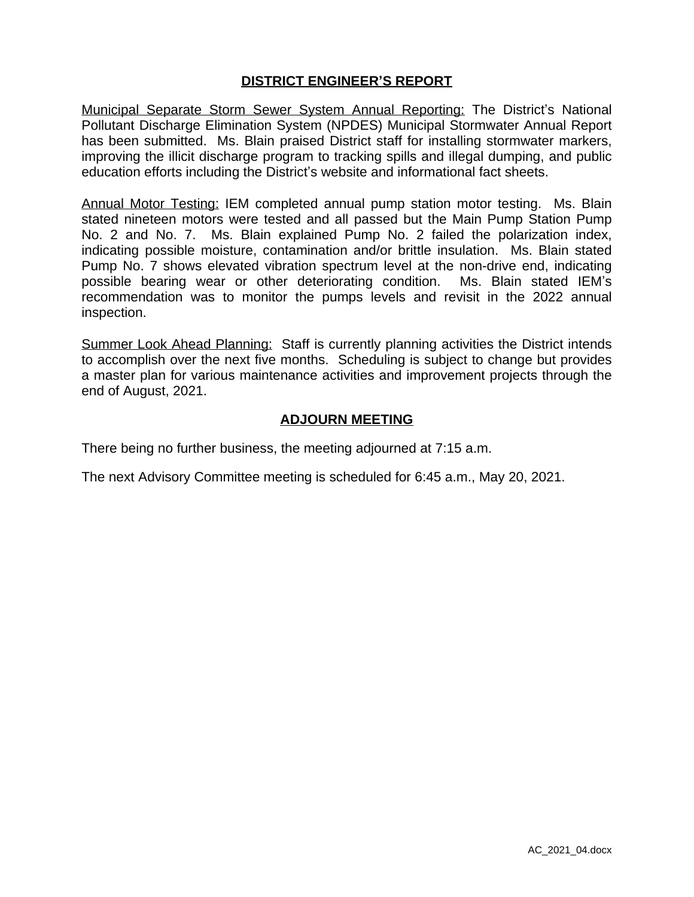## DISTRICT ENGINEER'S REPORT

Municipal Separate Storm Sewer System Annual Reporting: The District's National Pollutant Discharge Elimination System (NPDES) Municipal Stormwater Annual Report has been submitted. Ms. Blain praised District staff for installing stormwater markers, improving the illicit discharge program to tracking spills and illegal dumping, and public education efforts including the District's website and informational fact sheets.

Annual Motor Testing: IEM completed annual pump station motor testing. Ms. Blain stated nineteen motors were tested and all passed but the Main Pump Station Pump No. 2 and No. 7. Ms. Blain explained Pump No. 2 failed the polarization index, indicating possible moisture, contamination and/or brittle insulation. Ms. Blain stated Pump No. 7 shows elevated vibration spectrum level at the non-drive end, indicating possible bearing wear or other deteriorating condition. Ms. Blain stated IEM's recommendation was to monitor the pumps levels and revisit in the 2022 annual inspection.

Summer Look Ahead Planning: Staff is currently planning activities the District intends to accomplish over the next five months. Scheduling is subject to change but provides a master plan for various maintenance activities and improvement projects through the end of August, 2021.

## ADJOURN MEETING

There being no further business, the meeting adjourned at 7:15 a.m.

The next Advisory Committee meeting is scheduled for 6:45 a.m., May 20, 2021.